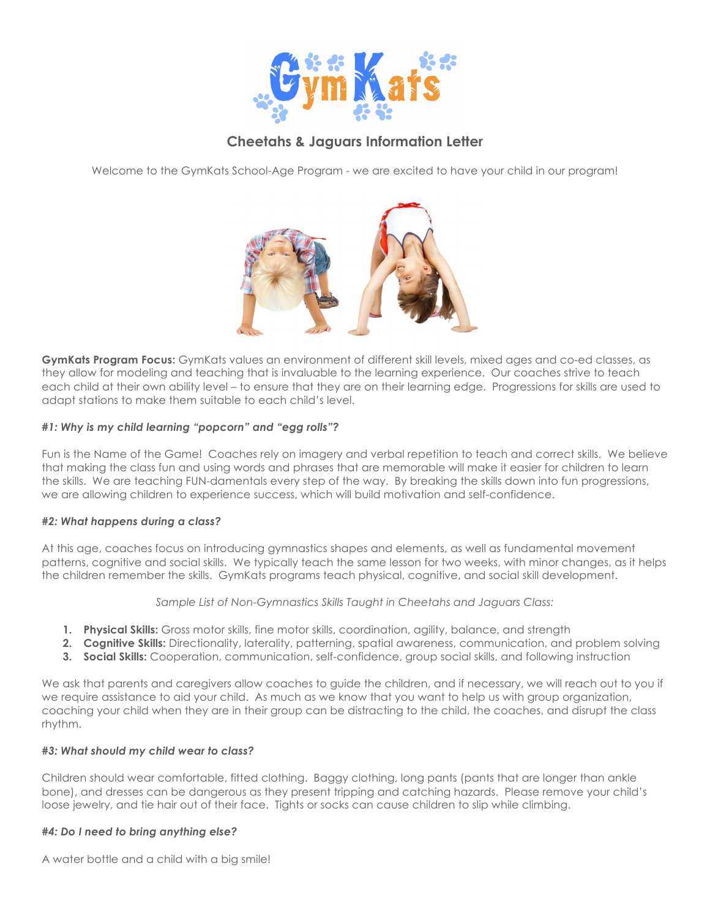## Cheetahs & Jaguars Information Letter

Welcome to the GymKats School-Age Program - we are excited to have your child in our program!

**GymKats Program Focus:** GymKats values an environment of different skill levels, mixed ages and co-ed classes, as they allow for modeling and teaching that is invaluable to the learning experience. Our coaches strive to teach each child at their own ability level – to ensure that they are on their learning edge. Progressions for skills are used to adapt stations to make them suitable to each child's level.

***#1: Why is my child learning "popcorn" and "egg rolls"?***

Fun is the Name of the Game! Coaches rely on imagery and verbal repetition to teach and correct skills. We believe that making the class fun and using words and phrases that are memorable will make it easier for children to learn the skills. We are teaching FUN-damentals every step of the way. By breaking the skills down into fun progressions, we are allowing children to experience success, which will build motivation and self-confidence.

***#2: What happens during a class?***

At this age, coaches focus on introducing gymnastics shapes and elements, as well as fundamental movement patterns, cognitive and social skills. We typically teach the same lesson for two weeks, with minor changes, as it helps the children remember the skills. GymKats programs teach physical, cognitive, and social skill development.

*Sample List of Non-Gymnastics Skills Taught in Cheetahs and Jaguars Class:*

1. **Physical Skills:** Gross motor skills, fine motor skills, coordination, agility, balance, and strength
2. **Cognitive Skills:** Directionality, laterality, patterning, spatial awareness, communication, and problem solving
3. **Social Skills:** Cooperation, communication, self-confidence, group social skills, and following instruction

We ask that parents and caregivers allow coaches to guide the children, and if necessary, we will reach out to you if we require assistance to aid your child. As much as we know that you want to help us with group organization, coaching your child when they are in their group can be distracting to the child, the coaches, and disrupt the class rhythm.

***#3: What should my child wear to class?***

Children should wear comfortable, fitted clothing. Baggy clothing, long pants (pants that are longer than ankle bone), and dresses can be dangerous as they present tripping and catching hazards. Please remove your child's loose jewelry, and tie hair out of their face. Tights or socks can cause children to slip while climbing.

***#4: Do I need to bring anything else?***

A water bottle and a child with a big smile!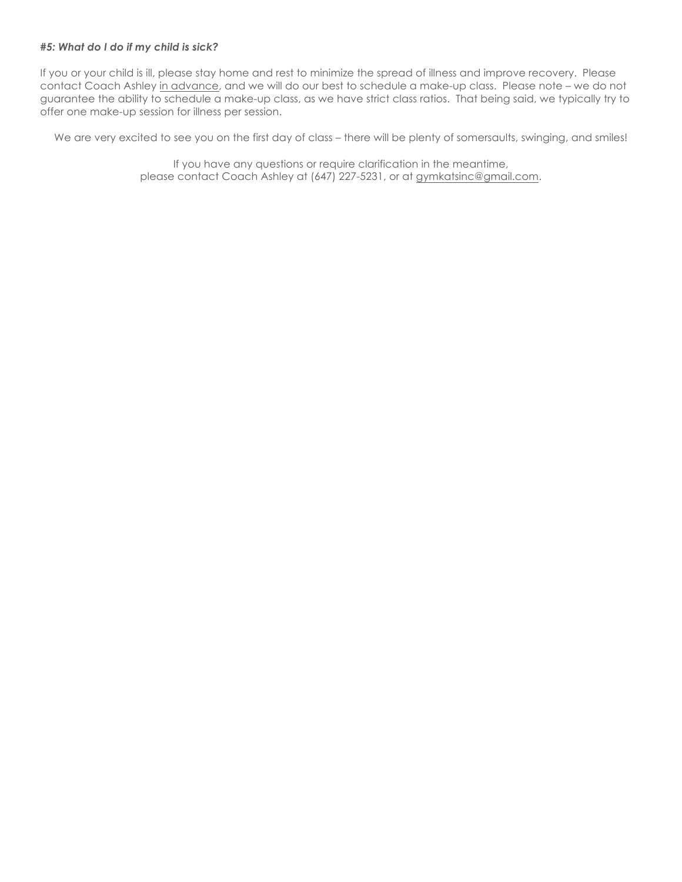***#5: What do I do if my child is sick?***

If you or your child is ill, please stay home and rest to minimize the spread of illness and improve recovery. Please contact Coach Ashley in advance, and we will do our best to schedule a make-up class. Please note – we do not guarantee the ability to schedule a make-up class, as we have strict class ratios. That being said, we typically try to offer one make-up session for illness per session.

We are very excited to see you on the first day of class – there will be plenty of somersaults, swinging, and smiles!

If you have any questions or require clarification in the meantime,
please contact Coach Ashley at (647) 227-5231, or at gymkatsinc@gmail.com.